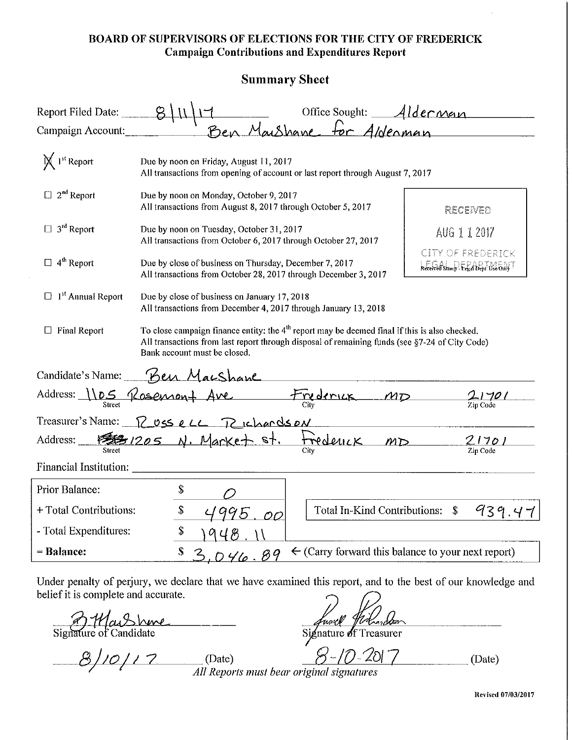# BOARD OF SUPERVISORS OF ELECTIONS FOR THE CITY OF FREDERICK
## Campaign Contributions and Expenditures Report

### Summary Sheet

Report Filed Date: 8/11/17 Office Sought: Alderman

Campaign Account: Ben MacShane for Alderman

- [X] 1st Report — Due by noon on Friday, August 11, 2017. All transactions from opening of account or last report through August 7, 2017
- [ ] 2nd Report — Due by noon on Monday, October 9, 2017. All transactions from August 8, 2017 through October 5, 2017
- [ ] 3rd Report — Due by noon on Tuesday, October 31, 2017. All transactions from October 6, 2017 through October 27, 2017
- [ ] 4th Report — Due by close of business on Thursday, December 7, 2017. All transactions from October 28, 2017 through December 3, 2017
- [ ] 1st Annual Report — Due by close of business on January 17, 2018. All transactions from December 4, 2017 through January 13, 2018
- [ ] Final Report — To close campaign finance entity: the 4th report may be deemed final if this is also checked. All transactions from last report through disposal of remaining funds (see §7-24 of City Code). Bank account must be closed.

RECEIVED
AUG 1 1 2017
CITY OF FREDERICK
LEGAL DEPARTMENT
Received Stamp - Legal Dept. Use Only

Candidate's Name: Ben MacShane

Address: 1105 Rosemont Ave (Street) Frederick MD (City) 21701 (Zip Code)

Treasurer's Name: Russell Richardson

Address: 1205 N. Market St. (Street) Frederick MD (City) 21701 (Zip Code)

Financial Institution:

| | |
|---|---|
| Prior Balance: | $ 0 |
| + Total Contributions: | $ 4995.00 |
| - Total Expenditures: | $ 1948.11 |
| **= Balance:** | $ 3,046.89 ← (Carry forward this balance to your next report) |

Total In-Kind Contributions: $ 939.47

Under penalty of perjury, we declare that we have examined this report, and to the best of our knowledge and belief it is complete and accurate.

B MacShane — Signature of Candidate — 8/10/17 (Date)

Russell Richardson — Signature of Treasurer — 8-10-2017 (Date)

*All Reports must bear original signatures*

Revised 07/03/2017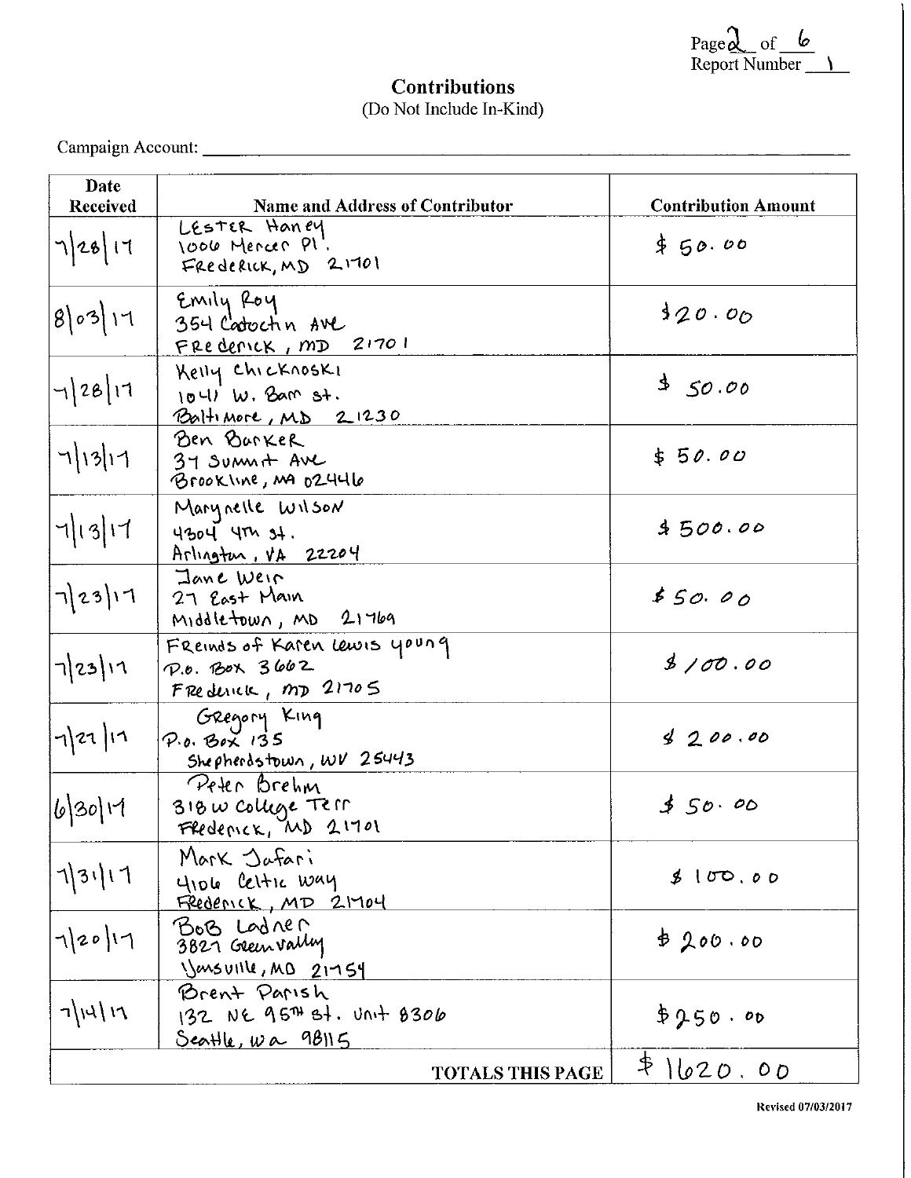Page 2 of 6
Report Number 1

## Contributions
(Do Not Include In-Kind)

Campaign Account:

| Date Received | Name and Address of Contributor | Contribution Amount |
|---|---|---|
| 7/28/17 | LESTER Haney<br>1006 Mercer Pl.<br>FREDERICK, MD 21701 | $ 50.00 |
| 8/03/17 | Emily Roy<br>354 Catoctin Ave<br>FREDERICK, MD 21701 | $20.00 |
| 7/28/17 | Kelly Chicknoski<br>1041 W. Barre st.<br>Baltimore, MD 21230 | $ 50.00 |
| 7/13/17 | Ben Barker<br>37 Summit Ave<br>Brookline, MA 02446 | $ 50.00 |
| 7/13/17 | Marynelle Wilson<br>4304 4th st.<br>Arlington, VA 22204 | $ 500.00 |
| 7/23/17 | Jane Weir<br>27 East Main<br>Middletown, MD 21769 | $ 50.00 |
| 7/23/17 | FReinds of Karen Lewis Young<br>P.O. Box 3662<br>FRederick, MD 21705 | $ 100.00 |
| 7/27/17 | Gregory King<br>P.O. Box 135<br>Shepherdstown, WV 25443 | $ 200.00 |
| 6/30/17 | Peter Brehm<br>318 W College Terr<br>Frederick, MD 21701 | $ 50.00 |
| 7/31/17 | Mark Jafari<br>4106 Celtic Way<br>Frederick, MD 21704 | $ 100.00 |
| 7/20/17 | BoB Ladner<br>3827 Greenvalley<br>Jamsville, MD 21754 | $ 200.00 |
| 7/14/17 | Brent Parish<br>132 NE 95th st. Unit 8306<br>Seattle, WA 98115 | $ 250.00 |
| | **TOTALS THIS PAGE** | $ 1620.00 |

Revised 07/03/2017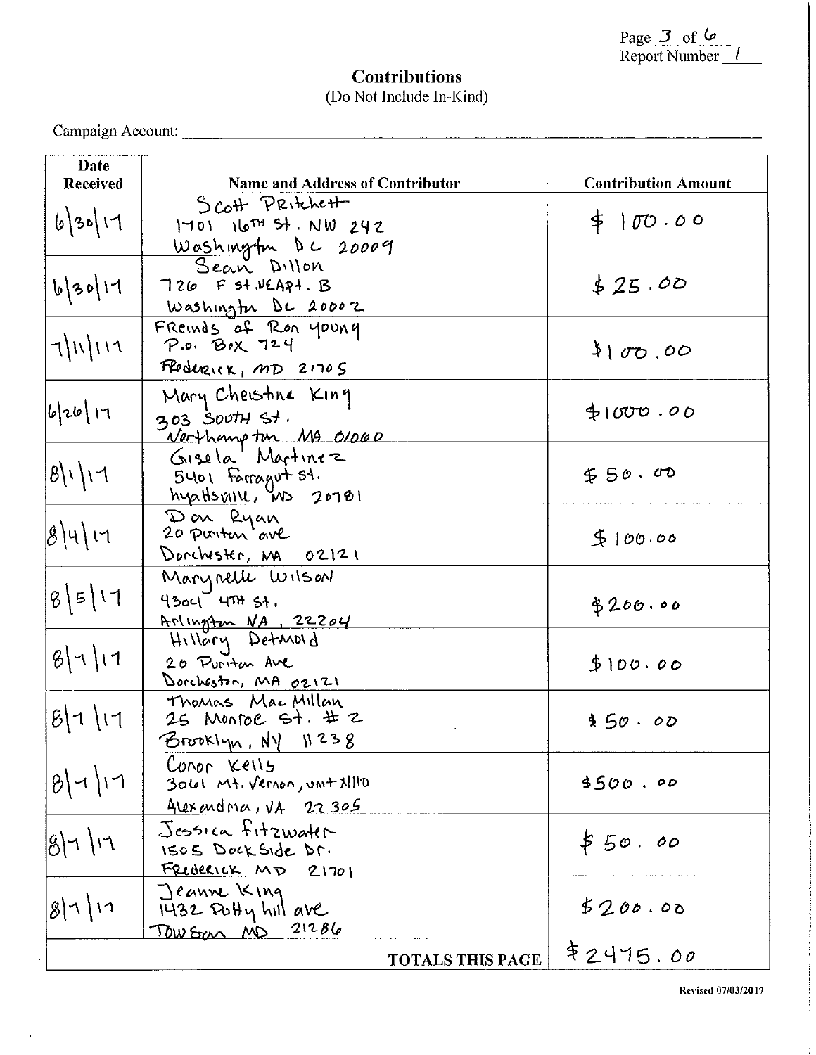Page 3 of 6
Report Number 1

## Contributions
(Do Not Include In-Kind)

Campaign Account: ______________________________

| Date Received | Name and Address of Contributor | Contribution Amount |
|---|---|---|
| 6/30/17 | Scott Pritchett<br>1701 16TH St. NW 242<br>Washington DC 20009 | $ 100.00 |
| 6/30/17 | Sean Dillon<br>726 F st. NE Apt. B<br>Washington DC 20002 | $ 25.00 |
| 7/11/17 | Freinds of Ron Young<br>P.O. Box 724<br>Frederick, MD 21705 | $ 100.00 |
| 6/26/17 | Mary Christine King<br>303 South St.<br>Northampton MA 01060 | $ 1000.00 |
| 8/1/17 | Gisela Martinez<br>5401 Farragut St.<br>hyattsville, MD 20781 | $ 50.00 |
| 8/4/17 | Don Ryan<br>20 Puritan ave<br>Dorchester, MA 02121 | $ 100.00 |
| 8/5/17 | Marynelle Wilson<br>4304 4TH St.<br>Arlington VA, 22204 | $ 200.00 |
| 8/7/17 | Hillary Detmold<br>20 Puritan Ave<br>Dorchester, MA 02121 | $ 100.00 |
| 8/7/17 | Thomas MacMillan<br>25 Monroe St. # 2<br>Brooklyn, NY 11238 | $ 50.00 |
| 8/7/17 | Conor Kells<br>3061 Mt. Vernon, unit N110<br>Alexandria, VA 22305 | $ 500.00 |
| 8/7/17 | Jessica Fitzwater<br>1505 Dock Side Dr.<br>Frederick MD 21701 | $ 50.00 |
| 8/7/17 | Jeanne King<br>1432 Potty hill ave<br>Towson MD 21286 | $ 200.00 |
| | **TOTALS THIS PAGE** | $ 2475.00 |

Revised 07/03/2017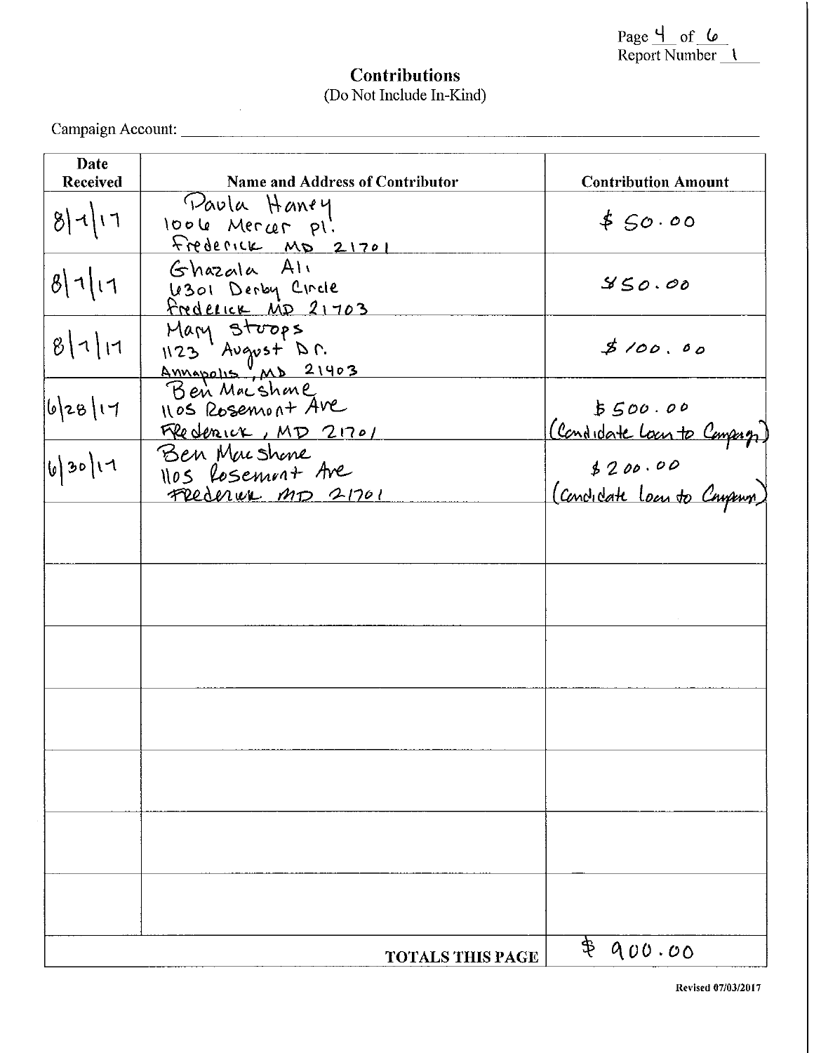Page 4 of 6
Report Number 1

# Contributions

(Do Not Include In-Kind)

Campaign Account: ______________________

| Date Received | Name and Address of Contributor | Contribution Amount |
|---|---|---|
| 8/1/17 | Paula Haney<br>1006 Mercer Pl.<br>Frederick MD 21701 | $50.00 |
| 8/1/17 | Ghazala Ali<br>6301 Derby Circle<br>Frederick MD 21703 | $50.00 |
| 8/1/17 | Mary Stoops<br>1123 August Dr.<br>Annapolis, MD 21403 | $100.00 |
| 6/28/17 | Ben MacShane<br>1105 Rosemont Ave<br>Frederick, MD 21701 | $500.00<br>(Candidate Loan to Campaign) |
| 6/30/17 | Ben MacShane<br>1105 Rosemont Ave<br>Frederick MD 21701 | $200.00<br>(Candidate loan to Campaign) |
| | | |
| | | |
| | | |
| | | |
| | | |
| | | |
| | | |
| | **TOTALS THIS PAGE** | $900.00 |

Revised 07/03/2017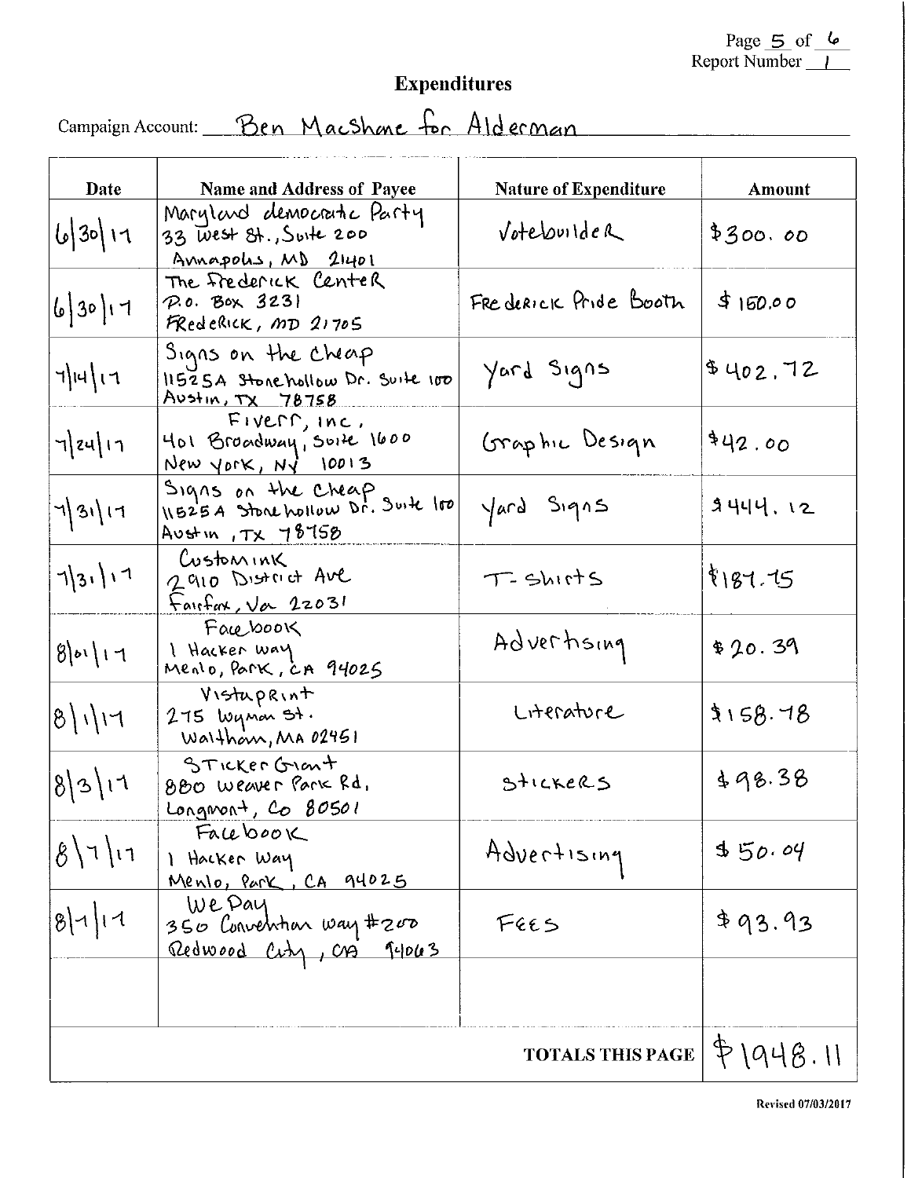## Expenditures

Campaign Account: Ben MacShane for Alderman

| Date | Name and Address of Payee | Nature of Expenditure | Amount |
| --- | --- | --- | --- |
| 6/30/17 | Maryland democratic Party, 33 West St., Suite 200, Annapolis, MD 21401 | Votebuilder | $300.00 |
| 6/30/17 | The Frederick Center, P.O. Box 3231, Frederick, MD 21705 | Frederick Pride Booth | $150.00 |
| 7/14/17 | Signs on the Cheap, 11525A Stonehollow Dr. Suite 100, Austin, TX 78758 | Yard Signs | $402.72 |
| 7/24/17 | Fiverr, Inc., 401 Broadway, Suite 1600, New York, NY 10013 | Graphic Design | $42.00 |
| 7/31/17 | Signs on the Cheap, 11525A Stonehollow Dr. Suite 100, Austin, TX 78758 | Yard Signs | $444.12 |
| 7/31/17 | CustomInk, 2910 District Ave, Fairfax, Va 22031 | T-shirts | $187.75 |
| 8/01/17 | Facebook, 1 Hacker Way, Menlo Park, CA 94025 | Advertising | $20.39 |
| 8/1/17 | VistaPrint, 275 Wyman St., Waltham, MA 02451 | Literature | $158.78 |
| 8/3/17 | Sticker Giant, 880 Weaver Park Rd., Longmont, Co 80501 | Stickers | $98.38 |
| 8/7/17 | Facebook, 1 Hacker Way, Menlo Park, CA 94025 | Advertising | $50.04 |
| 8/7/17 | WePay, 350 Convention Way #200, Redwood City, CA 94063 | Fees | $93.93 |
| | | | |
| | | **TOTALS THIS PAGE** | $1948.11 |

Revised 07/03/2017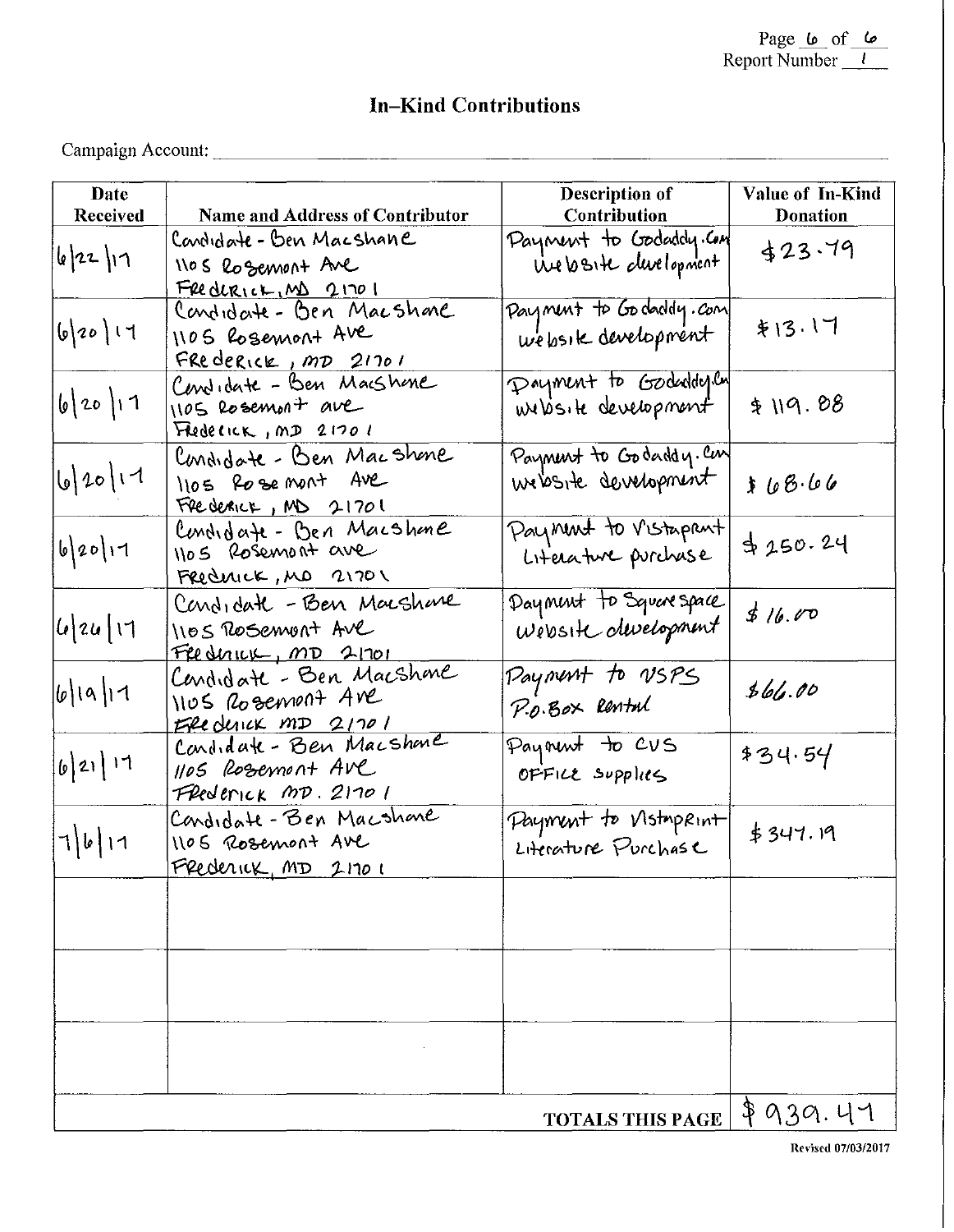Page 6 of 6
Report Number 1

# In–Kind Contributions

Campaign Account: 

| Date Received | Name and Address of Contributor | Description of Contribution | Value of In-Kind Donation |
|---|---|---|---|
| 6/22/17 | Candidate - Ben MacShane 1105 Rosemont Ave Frederick, MD 21701 | Payment to Godaddy.com Website development | $23.79 |
| 6/20/17 | Candidate - Ben MacShane 1105 Rosemont Ave Frederick, MD 21701 | Payment to Godaddy.com Website development | $13.17 |
| 6/20/17 | Candidate - Ben MacShane 1105 Rosemont ave Frederick, MD 21701 | Payment to Godaddy.com Website development | $119.88 |
| 6/20/17 | Candidate - Ben MacShane 1105 Rosemont Ave Frederick, MD 21701 | Payment to Godaddy.com Website development | $68.66 |
| 6/20/17 | Candidate - Ben MacShane 1105 Rosemont ave Frederick, MD 21701 | Payment to Vistaprint Literature purchase | $250.24 |
| 6/26/17 | Candidate - Ben MacShane 1105 Rosemont Ave Frederick, MD 21701 | Payment to Squarespace Website development | $16.00 |
| 6/19/17 | Candidate - Ben MacShane 1105 Rosemont Ave Frederick MD 21701 | Payment to USPS P.O. Box Rental | $66.00 |
| 6/21/17 | Candidate - Ben MacShane 1105 Rosemont Ave Frederick MD. 21701 | Payment to CVS Office supplies | $34.54 |
| 7/6/17 | Candidate - Ben MacShane 1105 Rosemont Ave Frederick, MD 21701 | Payment to Vistaprint Literature Purchase | $347.19 |
| | | | |
| | | | |
| | | | |
| | | TOTALS THIS PAGE | $939.47 |

Revised 07/03/2017